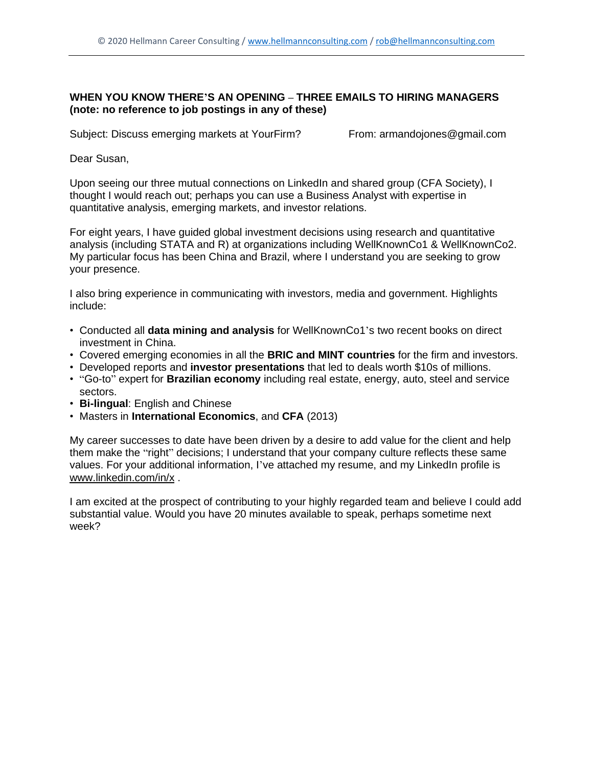**WHEN YOU KNOW THERE'S AN OPENING – THREE EMAILS TO HIRING MANAGERS (note: no reference to job postings in any of these)**

Subject: Discuss emerging markets at YourFirm? From: armandojones@gmail.com

Dear Susan,

Upon seeing our three mutual connections on LinkedIn and shared group (CFA Society), I thought I would reach out; perhaps you can use a Business Analyst with expertise in quantitative analysis, emerging markets, and investor relations.

For eight years, I have guided global investment decisions using research and quantitative analysis (including STATA and R) at organizations including WellKnownCo1 & WellKnownCo2. My particular focus has been China and Brazil, where I understand you are seeking to grow your presence.

I also bring experience in communicating with investors, media and government. Highlights include:

- Conducted all **data mining and analysis** for WellKnownCo1's two recent books on direct investment in China.
- Covered emerging economies in all the **BRIC and MINT countries** for the firm and investors.
- Developed reports and **investor presentations** that led to deals worth $10s of millions.
- "Go-to" expert for **Brazilian economy** including real estate, energy, auto, steel and service sectors.
- **Bi-lingual**: English and Chinese
- Masters in **International Economics**, and **CFA** (2013)

My career successes to date have been driven by a desire to add value for the client and help them make the "right" decisions; I understand that your company culture reflects these same values. For your additional information, I've attached my resume, and my LinkedIn profile is www.linkedin.com/in/x .

I am excited at the prospect of contributing to your highly regarded team and believe I could add substantial value. Would you have 20 minutes available to speak, perhaps sometime next week?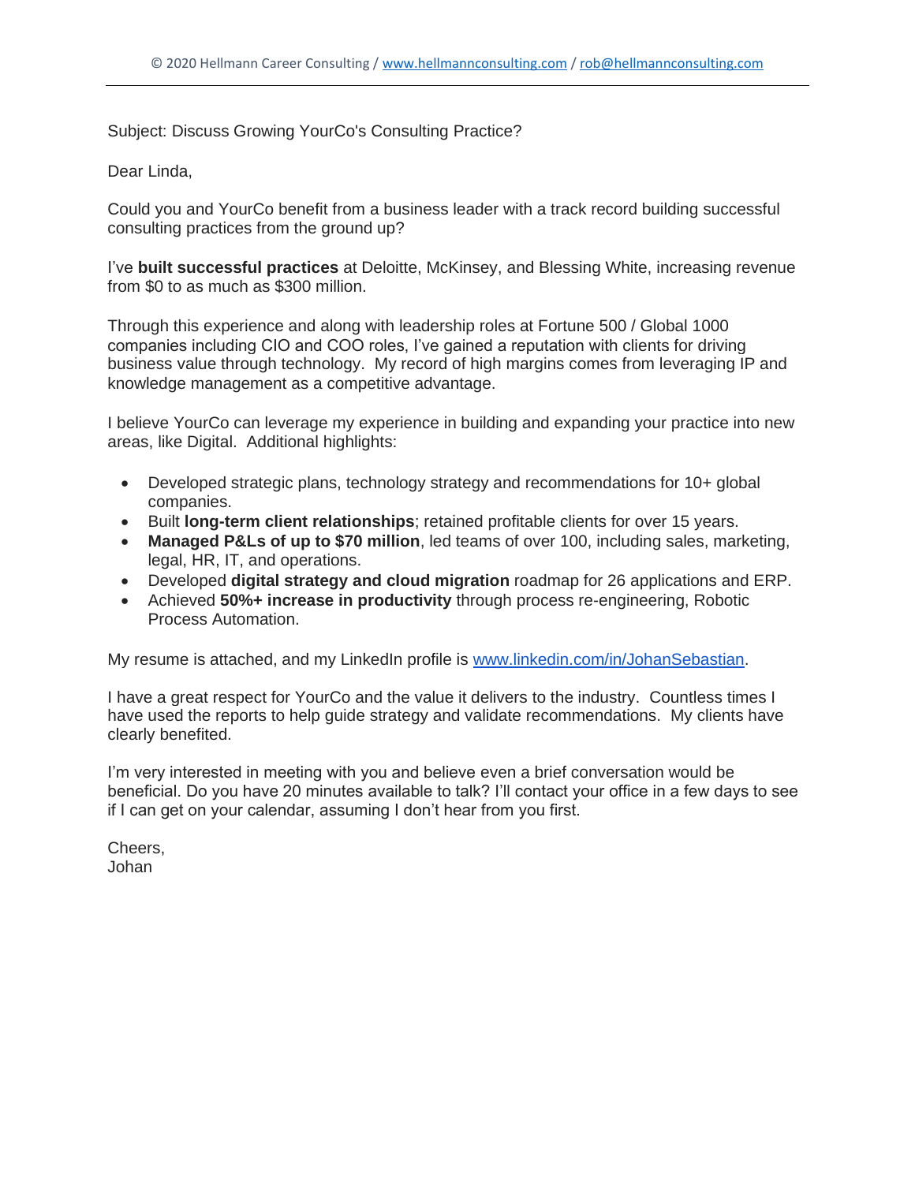Subject: Discuss Growing YourCo's Consulting Practice?

Dear Linda,

Could you and YourCo benefit from a business leader with a track record building successful consulting practices from the ground up?

I've **built successful practices** at Deloitte, McKinsey, and Blessing White, increasing revenue from $0 to as much as $300 million.

Through this experience and along with leadership roles at Fortune 500 / Global 1000 companies including CIO and COO roles, I've gained a reputation with clients for driving business value through technology. My record of high margins comes from leveraging IP and knowledge management as a competitive advantage.

I believe YourCo can leverage my experience in building and expanding your practice into new areas, like Digital. Additional highlights:

- Developed strategic plans, technology strategy and recommendations for 10+ global companies.
- Built **long-term client relationships**; retained profitable clients for over 15 years.
- **Managed P&Ls of up to $70 million**, led teams of over 100, including sales, marketing, legal, HR, IT, and operations.
- Developed **digital strategy and cloud migration** roadmap for 26 applications and ERP.
- Achieved **50%+ increase in productivity** through process re-engineering, Robotic Process Automation.

My resume is attached, and my LinkedIn profile is [www.linkedin.com/in/JohanSebastian](www.linkedin.com/in/JohanSebastian).

I have a great respect for YourCo and the value it delivers to the industry. Countless times I have used the reports to help guide strategy and validate recommendations. My clients have clearly benefited.

I'm very interested in meeting with you and believe even a brief conversation would be beneficial. Do you have 20 minutes available to talk? I'll contact your office in a few days to see if I can get on your calendar, assuming I don't hear from you first.

Cheers,
Johan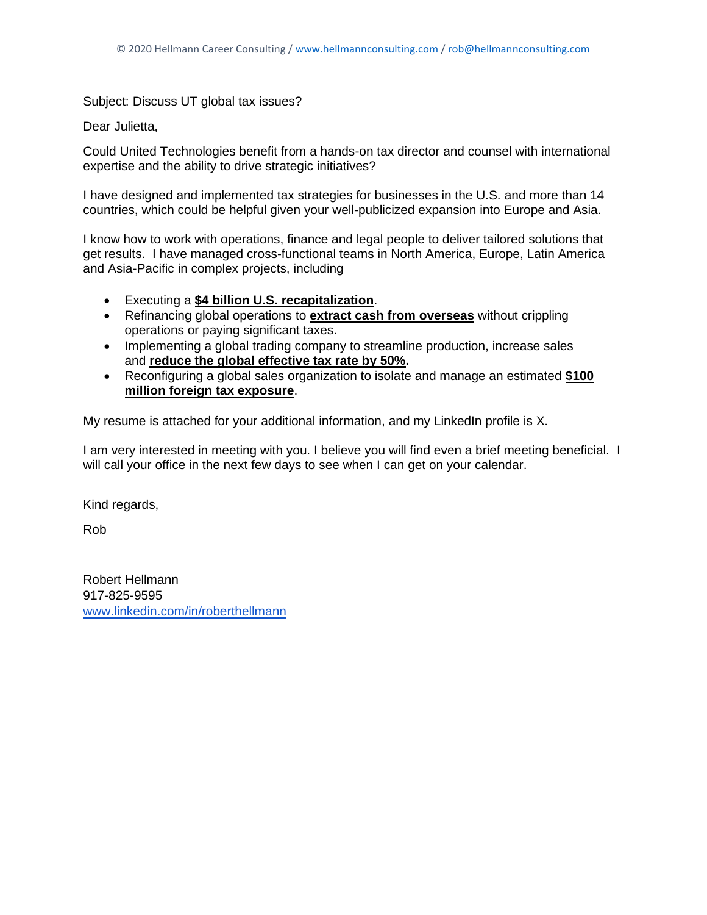Subject: Discuss UT global tax issues?

Dear Julietta,

Could United Technologies benefit from a hands-on tax director and counsel with international expertise and the ability to drive strategic initiatives?

I have designed and implemented tax strategies for businesses in the U.S. and more than 14 countries, which could be helpful given your well-publicized expansion into Europe and Asia.

I know how to work with operations, finance and legal people to deliver tailored solutions that get results. I have managed cross-functional teams in North America, Europe, Latin America and Asia-Pacific in complex projects, including

- Executing a **$4 billion U.S. recapitalization**.
- Refinancing global operations to **extract cash from overseas** without crippling operations or paying significant taxes.
- Implementing a global trading company to streamline production, increase sales and **reduce the global effective tax rate by 50%.**
- Reconfiguring a global sales organization to isolate and manage an estimated **$100 million foreign tax exposure**.

My resume is attached for your additional information, and my LinkedIn profile is X.

I am very interested in meeting with you. I believe you will find even a brief meeting beneficial. I will call your office in the next few days to see when I can get on your calendar.

Kind regards,

Rob

Robert Hellmann
917-825-9595
www.linkedin.com/in/roberthellmann